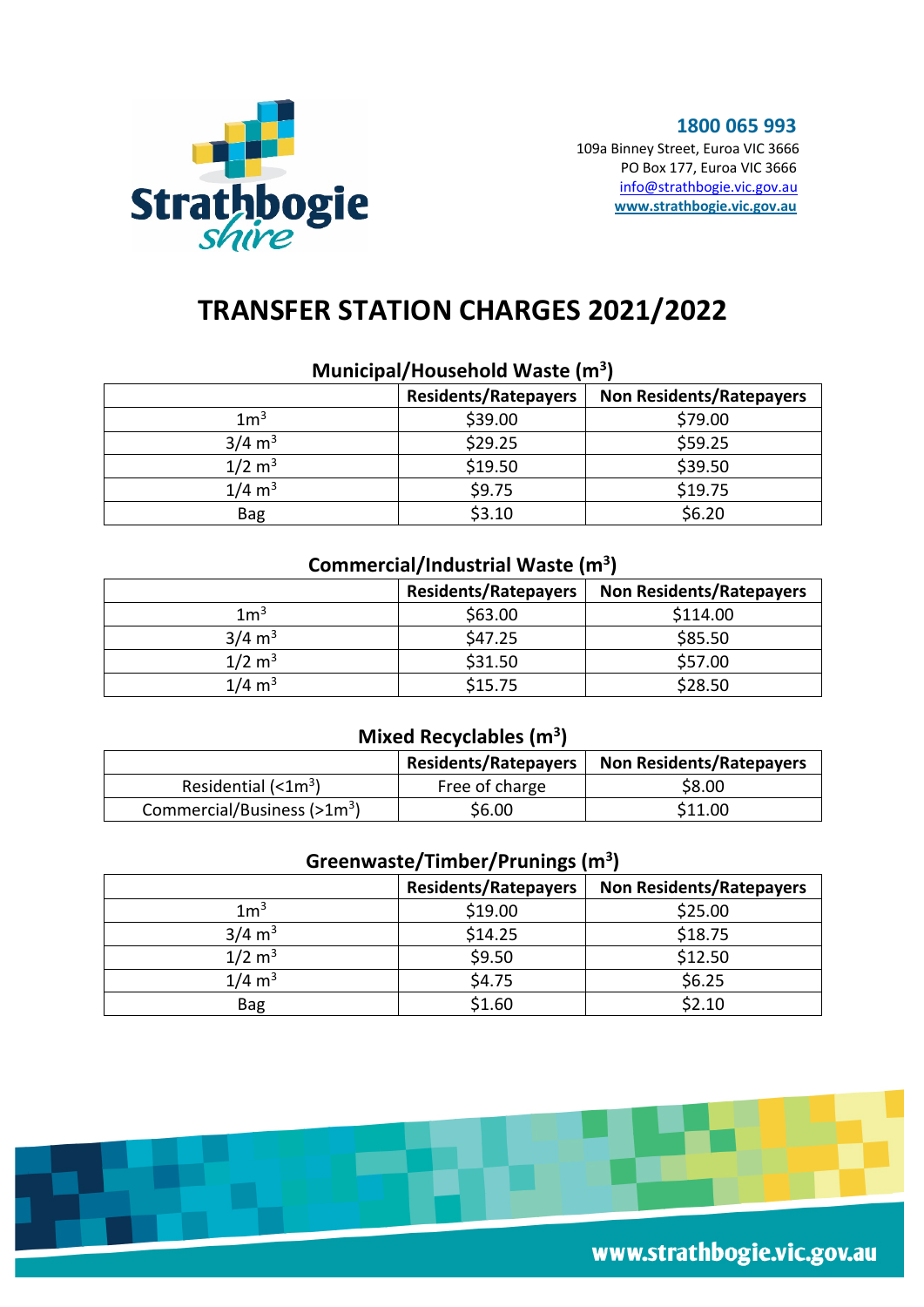**Strathbogie shire**

**1800 065 993**
109a Binney Street, Euroa VIC 3666
PO Box 177, Euroa VIC 3666
info@strathbogie.vic.gov.au
www.strathbogie.vic.gov.au

# TRANSFER STATION CHARGES 2021/2022

### Municipal/Household Waste ($m^3$)

| | Residents/Ratepayers | Non Residents/Ratepayers |
|---|---|---|
| $1m^3$ | $39.00 | $79.00 |
| $3/4\ m^3$ | $29.25 | $59.25 |
| $1/2\ m^3$ | $19.50 | $39.50 |
| $1/4\ m^3$ | $9.75 | $19.75 |
| Bag | $3.10 | $6.20 |

### Commercial/Industrial Waste ($m^3$)

| | Residents/Ratepayers | Non Residents/Ratepayers |
|---|---|---|
| $1m^3$ | $63.00 | $114.00 |
| $3/4\ m^3$ | $47.25 | $85.50 |
| $1/2\ m^3$ | $31.50 | $57.00 |
| $1/4\ m^3$ | $15.75 | $28.50 |

### Mixed Recyclables ($m^3$)

| | Residents/Ratepayers | Non Residents/Ratepayers |
|---|---|---|
| Residential ($<1m^3$) | Free of charge | $8.00 |
| Commercial/Business ($>1m^3$) | $6.00 | $11.00 |

### Greenwaste/Timber/Prunings ($m^3$)

| | Residents/Ratepayers | Non Residents/Ratepayers |
|---|---|---|
| $1m^3$ | $19.00 | $25.00 |
| $3/4\ m^3$ | $14.25 | $18.75 |
| $1/2\ m^3$ | $9.50 | $12.50 |
| $1/4\ m^3$ | $4.75 | $6.25 |
| Bag | $1.60 | $2.10 |

www.strathbogie.vic.gov.au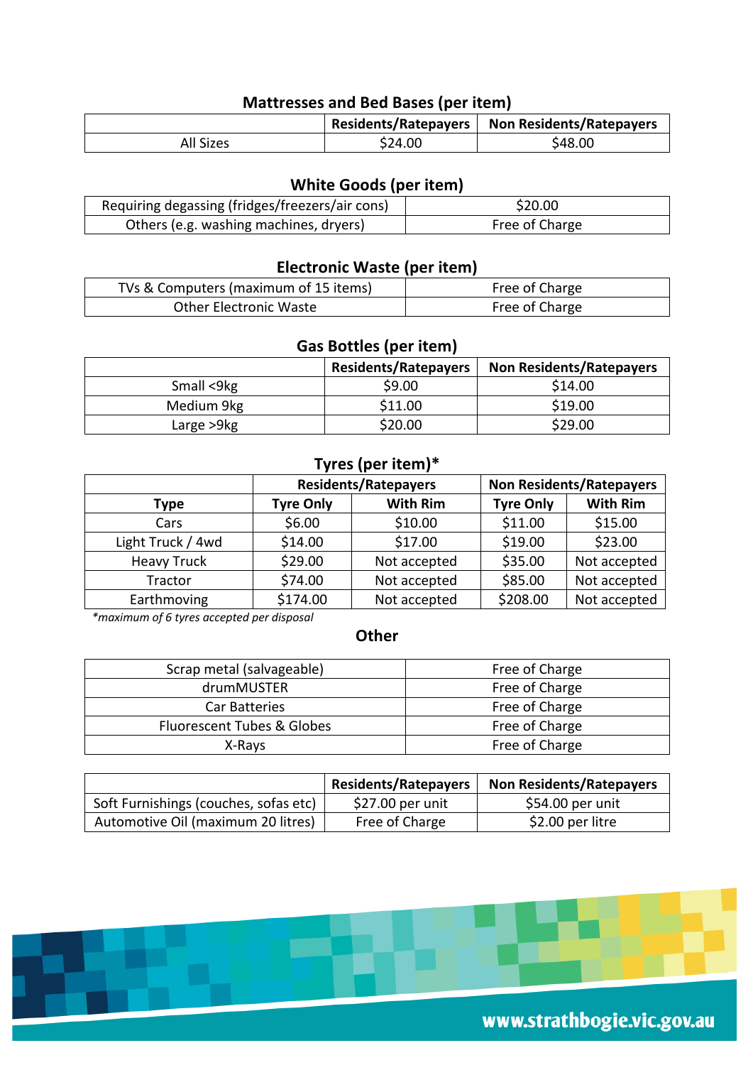## Mattresses and Bed Bases (per item)

| | Residents/Ratepayers | Non Residents/Ratepayers |
|---|---|---|
| All Sizes | $24.00 | $48.00 |

## White Goods (per item)

| | |
|---|---|
| Requiring degassing (fridges/freezers/air cons) | $20.00 |
| Others (e.g. washing machines, dryers) | Free of Charge |

## Electronic Waste (per item)

| | |
|---|---|
| TVs & Computers (maximum of 15 items) | Free of Charge |
| Other Electronic Waste | Free of Charge |

## Gas Bottles (per item)

| | Residents/Ratepayers | Non Residents/Ratepayers |
|---|---|---|
| Small <9kg | $9.00 | $14.00 |
| Medium 9kg | $11.00 | $19.00 |
| Large >9kg | $20.00 | $29.00 |

## Tyres (per item)*

| | Residents/Ratepayers | | Non Residents/Ratepayers | |
|---|---|---|---|---|
| **Type** | **Tyre Only** | **With Rim** | **Tyre Only** | **With Rim** |
| Cars | $6.00 | $10.00 | $11.00 | $15.00 |
| Light Truck / 4wd | $14.00 | $17.00 | $19.00 | $23.00 |
| Heavy Truck | $29.00 | Not accepted | $35.00 | Not accepted |
| Tractor | $74.00 | Not accepted | $85.00 | Not accepted |
| Earthmoving | $174.00 | Not accepted | $208.00 | Not accepted |

*\*maximum of 6 tyres accepted per disposal*

## Other

| | |
|---|---|
| Scrap metal (salvageable) | Free of Charge |
| drumMUSTER | Free of Charge |
| Car Batteries | Free of Charge |
| Fluorescent Tubes & Globes | Free of Charge |
| X-Rays | Free of Charge |

| | Residents/Ratepayers | Non Residents/Ratepayers |
|---|---|---|
| Soft Furnishings (couches, sofas etc) | $27.00 per unit | $54.00 per unit |
| Automotive Oil (maximum 20 litres) | Free of Charge | $2.00 per litre |

www.strathbogie.vic.gov.au